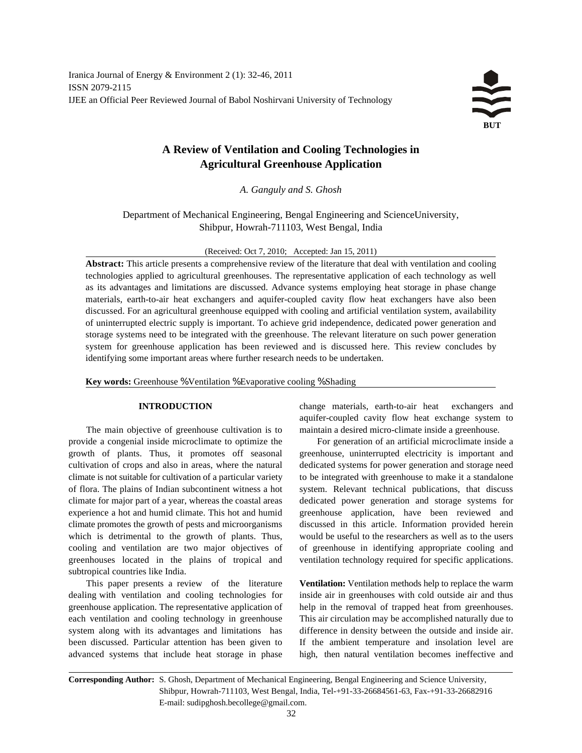Iranica Journal of Energy & Environment 2 (1): 32-46, 2011
ISSN 2079-2115
IJEE an Official Peer Reviewed Journal of Babol Noshirvani University of Technology

BUT

# A Review of Ventilation and Cooling Technologies in Agricultural Greenhouse Application

*A. Ganguly and S. Ghosh*

Department of Mechanical Engineering, Bengal Engineering and ScienceUniversity, Shibpur, Howrah-711103, West Bengal, India

(Received: Oct 7, 2010; Accepted: Jan 15, 2011)

**Abstract:** This article presents a comprehensive review of the literature that deal with ventilation and cooling technologies applied to agricultural greenhouses. The representative application of each technology as well as its advantages and limitations are discussed. Advance systems employing heat storage in phase change materials, earth-to-air heat exchangers and aquifer-coupled cavity flow heat exchangers have also been discussed. For an agricultural greenhouse equipped with cooling and artificial ventilation system, availability of uninterrupted electric supply is important. To achieve grid independence, dedicated power generation and storage systems need to be integrated with the greenhouse. The relevant literature on such power generation system for greenhouse application has been reviewed and is discussed here. This review concludes by identifying some important areas where further research needs to be undertaken.

**Key words:** Greenhouse %Ventilation %Evaporative cooling %Shading

## INTRODUCTION

The main objective of greenhouse cultivation is to provide a congenial inside microclimate to optimize the growth of plants. Thus, it promotes off seasonal cultivation of crops and also in areas, where the natural climate is not suitable for cultivation of a particular variety of flora. The plains of Indian subcontinent witness a hot climate for major part of a year, whereas the coastal areas experience a hot and humid climate. This hot and humid climate promotes the growth of pests and microorganisms which is detrimental to the growth of plants. Thus, cooling and ventilation are two major objectives of greenhouses located in the plains of tropical and subtropical countries like India.

This paper presents a review of the literature dealing with ventilation and cooling technologies for greenhouse application. The representative application of each ventilation and cooling technology in greenhouse system along with its advantages and limitations has been discussed. Particular attention has been given to advanced systems that include heat storage in phase change materials, earth-to-air heat exchangers and aquifer-coupled cavity flow heat exchange system to maintain a desired micro-climate inside a greenhouse.

For generation of an artificial microclimate inside a greenhouse, uninterrupted electricity is important and dedicated systems for power generation and storage need to be integrated with greenhouse to make it a standalone system. Relevant technical publications, that discuss dedicated power generation and storage systems for greenhouse application, have been reviewed and discussed in this article. Information provided herein would be useful to the researchers as well as to the users of greenhouse in identifying appropriate cooling and ventilation technology required for specific applications.

**Ventilation:** Ventilation methods help to replace the warm inside air in greenhouses with cold outside air and thus help in the removal of trapped heat from greenhouses. This air circulation may be accomplished naturally due to difference in density between the outside and inside air. If the ambient temperature and insolation level are high, then natural ventilation becomes ineffective and

**Corresponding Author:** S. Ghosh, Department of Mechanical Engineering, Bengal Engineering and Science University, Shibpur, Howrah-711103, West Bengal, India, Tel-+91-33-26684561-63, Fax-+91-33-26682916 E-mail: sudipghosh.becollege@gmail.com.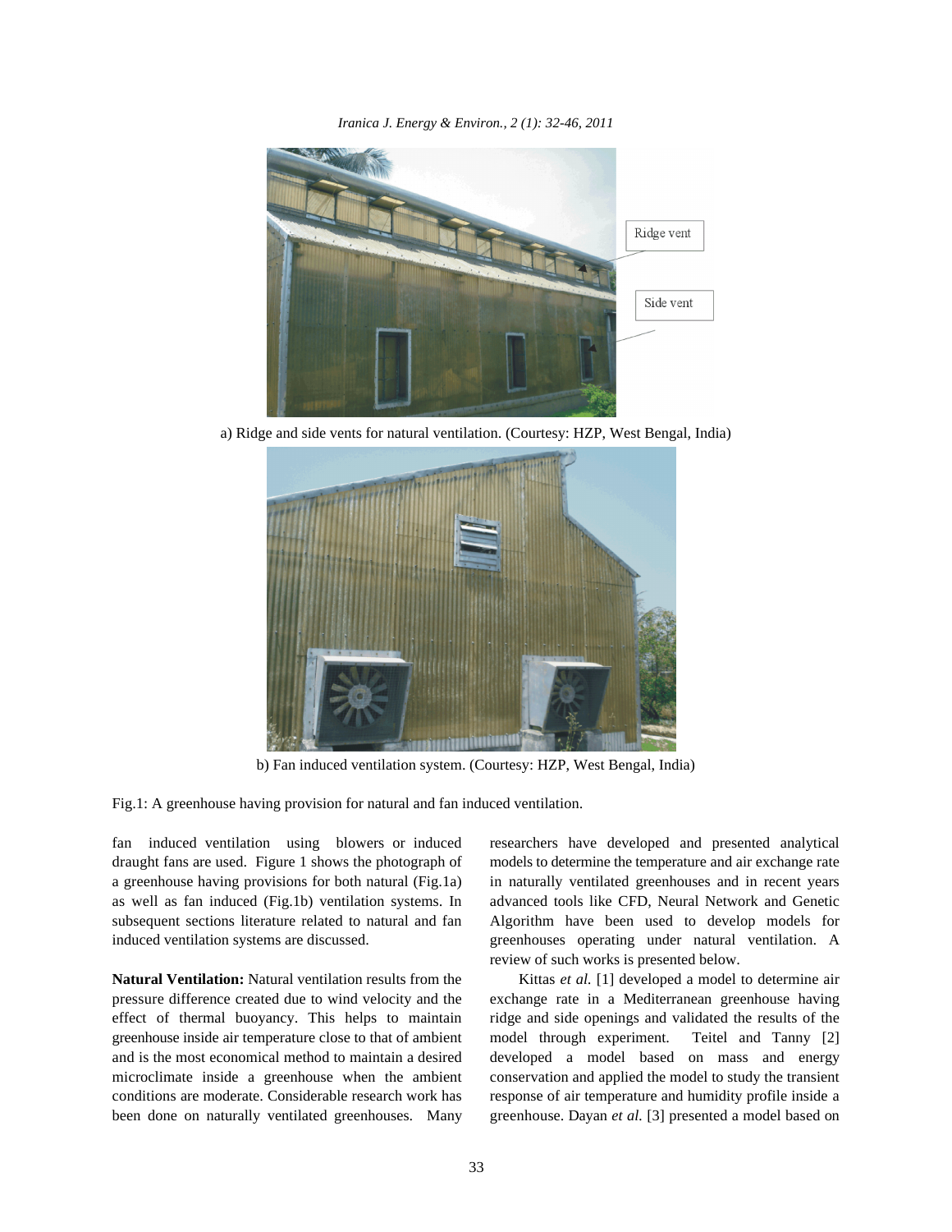Ridge vent

Side vent

a) Ridge and side vents for natural ventilation. (Courtesy: HZP, West Bengal, India)

b) Fan induced ventilation system. (Courtesy: HZP, West Bengal, India)

Fig.1: A greenhouse having provision for natural and fan induced ventilation.

fan induced ventilation using blowers or induced draught fans are used. Figure 1 shows the photograph of a greenhouse having provisions for both natural (Fig.1a) as well as fan induced (Fig.1b) ventilation systems. In subsequent sections literature related to natural and fan induced ventilation systems are discussed.

**Natural Ventilation:** Natural ventilation results from the pressure difference created due to wind velocity and the effect of thermal buoyancy. This helps to maintain greenhouse inside air temperature close to that of ambient and is the most economical method to maintain a desired microclimate inside a greenhouse when the ambient conditions are moderate. Considerable research work has been done on naturally ventilated greenhouses. Many researchers have developed and presented analytical models to determine the temperature and air exchange rate in naturally ventilated greenhouses and in recent years advanced tools like CFD, Neural Network and Genetic Algorithm have been used to develop models for greenhouses operating under natural ventilation. A review of such works is presented below.

Kittas *et al.* [1] developed a model to determine air exchange rate in a Mediterranean greenhouse having ridge and side openings and validated the results of the model through experiment. Teitel and Tanny [2] developed a model based on mass and energy conservation and applied the model to study the transient response of air temperature and humidity profile inside a greenhouse. Dayan *et al.* [3] presented a model based on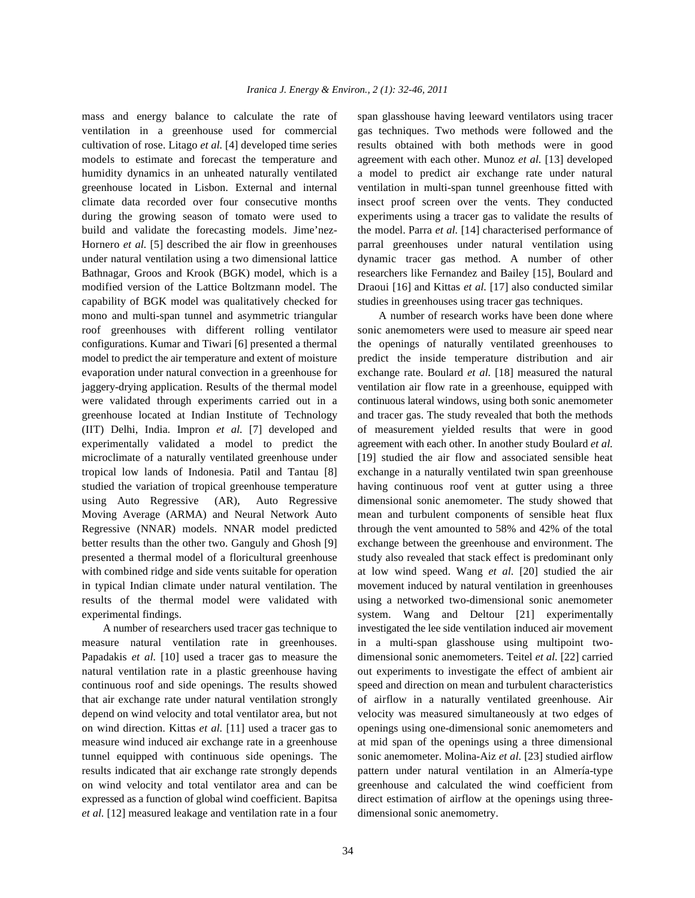mass and energy balance to calculate the rate of ventilation in a greenhouse used for commercial cultivation of rose. Litago *et al.* [4] developed time series models to estimate and forecast the temperature and humidity dynamics in an unheated naturally ventilated greenhouse located in Lisbon. External and internal climate data recorded over four consecutive months during the growing season of tomato were used to build and validate the forecasting models. Jime'nez-Hornero *et al.* [5] described the air flow in greenhouses under natural ventilation using a two dimensional lattice Bathnagar, Groos and Krook (BGK) model, which is a modified version of the Lattice Boltzmann model. The capability of BGK model was qualitatively checked for mono and multi-span tunnel and asymmetric triangular roof greenhouses with different rolling ventilator configurations. Kumar and Tiwari [6] presented a thermal model to predict the air temperature and extent of moisture evaporation under natural convection in a greenhouse for jaggery-drying application. Results of the thermal model were validated through experiments carried out in a greenhouse located at Indian Institute of Technology (IIT) Delhi, India. Impron *et al.* [7] developed and experimentally validated a model to predict the microclimate of a naturally ventilated greenhouse under tropical low lands of Indonesia. Patil and Tantau [8] studied the variation of tropical greenhouse temperature using Auto Regressive (AR), Auto Regressive Moving Average (ARMA) and Neural Network Auto Regressive (NNAR) models. NNAR model predicted better results than the other two. Ganguly and Ghosh [9] presented a thermal model of a floricultural greenhouse with combined ridge and side vents suitable for operation in typical Indian climate under natural ventilation. The results of the thermal model were validated with experimental findings.

A number of researchers used tracer gas technique to measure natural ventilation rate in greenhouses. Papadakis *et al.* [10] used a tracer gas to measure the natural ventilation rate in a plastic greenhouse having continuous roof and side openings. The results showed that air exchange rate under natural ventilation strongly depend on wind velocity and total ventilator area, but not on wind direction. Kittas *et al.* [11] used a tracer gas to measure wind induced air exchange rate in a greenhouse tunnel equipped with continuous side openings. The results indicated that air exchange rate strongly depends on wind velocity and total ventilator area and can be expressed as a function of global wind coefficient. Bapitsa *et al.* [12] measured leakage and ventilation rate in a four span glasshouse having leeward ventilators using tracer gas techniques. Two methods were followed and the results obtained with both methods were in good agreement with each other. Munoz *et al.* [13] developed a model to predict air exchange rate under natural ventilation in multi-span tunnel greenhouse fitted with insect proof screen over the vents. They conducted experiments using a tracer gas to validate the results of the model. Parra *et al.* [14] characterised performance of parral greenhouses under natural ventilation using dynamic tracer gas method. A number of other researchers like Fernandez and Bailey [15], Boulard and Draoui [16] and Kittas *et al.* [17] also conducted similar studies in greenhouses using tracer gas techniques.

A number of research works have been done where sonic anemometers were used to measure air speed near the openings of naturally ventilated greenhouses to predict the inside temperature distribution and air exchange rate. Boulard *et al.* [18] measured the natural ventilation air flow rate in a greenhouse, equipped with continuous lateral windows, using both sonic anemometer and tracer gas. The study revealed that both the methods of measurement yielded results that were in good agreement with each other. In another study Boulard *et al.* [19] studied the air flow and associated sensible heat exchange in a naturally ventilated twin span greenhouse having continuous roof vent at gutter using a three dimensional sonic anemometer. The study showed that mean and turbulent components of sensible heat flux through the vent amounted to 58% and 42% of the total exchange between the greenhouse and environment. The study also revealed that stack effect is predominant only at low wind speed. Wang *et al.* [20] studied the air movement induced by natural ventilation in greenhouses using a networked two-dimensional sonic anemometer system. Wang and Deltour [21] experimentally investigated the lee side ventilation induced air movement in a multi-span glasshouse using multipoint two-dimensional sonic anemometers. Teitel *et al.* [22] carried out experiments to investigate the effect of ambient air speed and direction on mean and turbulent characteristics of airflow in a naturally ventilated greenhouse. Air velocity was measured simultaneously at two edges of openings using one-dimensional sonic anemometers and at mid span of the openings using a three dimensional sonic anemometer. Molina-Aiz *et al.* [23] studied airflow pattern under natural ventilation in an Almería-type greenhouse and calculated the wind coefficient from direct estimation of airflow at the openings using three-dimensional sonic anemometry.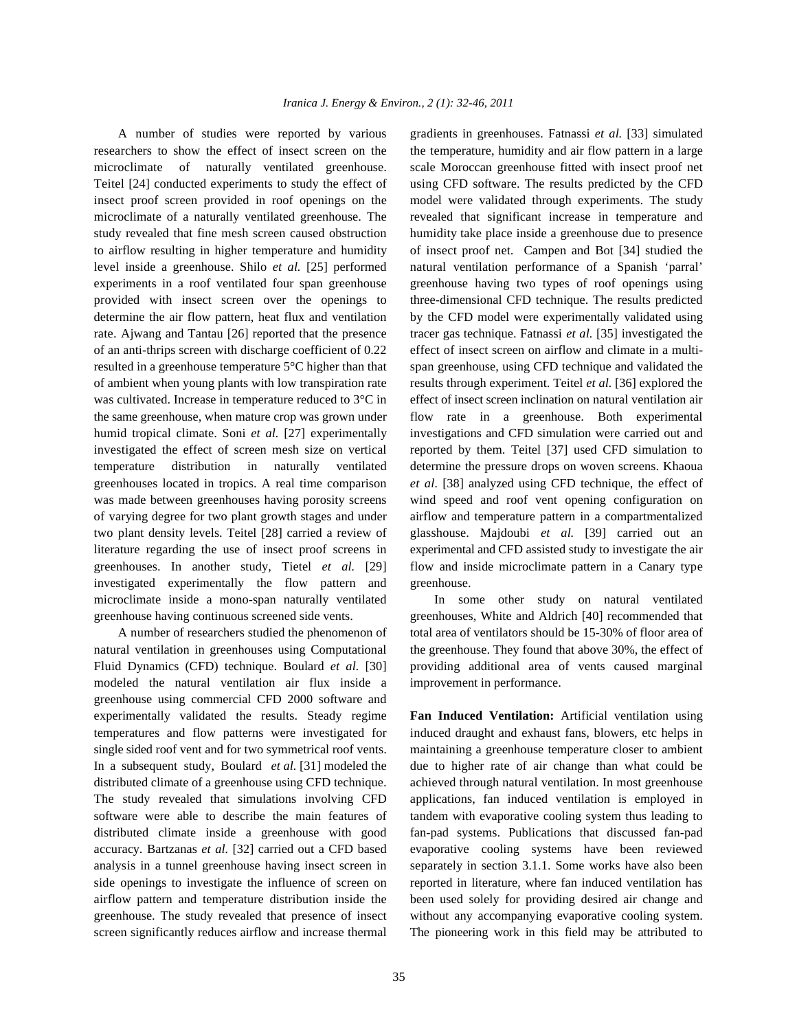A number of studies were reported by various researchers to show the effect of insect screen on the microclimate of naturally ventilated greenhouse. Teitel [24] conducted experiments to study the effect of insect proof screen provided in roof openings on the microclimate of a naturally ventilated greenhouse. The study revealed that fine mesh screen caused obstruction to airflow resulting in higher temperature and humidity level inside a greenhouse. Shilo *et al.* [25] performed experiments in a roof ventilated four span greenhouse provided with insect screen over the openings to determine the air flow pattern, heat flux and ventilation rate. Ajwang and Tantau [26] reported that the presence of an anti-thrips screen with discharge coefficient of 0.22 resulted in a greenhouse temperature 5°C higher than that of ambient when young plants with low transpiration rate was cultivated. Increase in temperature reduced to 3°C in the same greenhouse, when mature crop was grown under humid tropical climate. Soni *et al.* [27] experimentally investigated the effect of screen mesh size on vertical temperature distribution in naturally ventilated greenhouses located in tropics. A real time comparison was made between greenhouses having porosity screens of varying degree for two plant growth stages and under two plant density levels. Teitel [28] carried a review of literature regarding the use of insect proof screens in greenhouses. In another study, Tietel *et al.* [29] investigated experimentally the flow pattern and microclimate inside a mono-span naturally ventilated greenhouse having continuous screened side vents.

A number of researchers studied the phenomenon of natural ventilation in greenhouses using Computational Fluid Dynamics (CFD) technique. Boulard *et al.* [30] modeled the natural ventilation air flux inside a greenhouse using commercial CFD 2000 software and experimentally validated the results. Steady regime temperatures and flow patterns were investigated for single sided roof vent and for two symmetrical roof vents. In a subsequent study, Boulard *et al.* [31] modeled the distributed climate of a greenhouse using CFD technique. The study revealed that simulations involving CFD software were able to describe the main features of distributed climate inside a greenhouse with good accuracy. Bartzanas *et al.* [32] carried out a CFD based analysis in a tunnel greenhouse having insect screen in side openings to investigate the influence of screen on airflow pattern and temperature distribution inside the greenhouse. The study revealed that presence of insect screen significantly reduces airflow and increase thermal gradients in greenhouses. Fatnassi *et al.* [33] simulated the temperature, humidity and air flow pattern in a large scale Moroccan greenhouse fitted with insect proof net using CFD software. The results predicted by the CFD model were validated through experiments. The study revealed that significant increase in temperature and humidity take place inside a greenhouse due to presence of insect proof net. Campen and Bot [34] studied the natural ventilation performance of a Spanish 'parral' greenhouse having two types of roof openings using three-dimensional CFD technique. The results predicted by the CFD model were experimentally validated using tracer gas technique. Fatnassi *et al.* [35] investigated the effect of insect screen on airflow and climate in a multi-span greenhouse, using CFD technique and validated the results through experiment. Teitel *et al.* [36] explored the effect of insect screen inclination on natural ventilation air flow rate in a greenhouse. Both experimental investigations and CFD simulation were carried out and reported by them. Teitel [37] used CFD simulation to determine the pressure drops on woven screens. Khaoua *et al.* [38] analyzed using CFD technique, the effect of wind speed and roof vent opening configuration on airflow and temperature pattern in a compartmentalized glasshouse. Majdoubi *et al.* [39] carried out an experimental and CFD assisted study to investigate the air flow and inside microclimate pattern in a Canary type greenhouse.

In some other study on natural ventilated greenhouses, White and Aldrich [40] recommended that total area of ventilators should be 15-30% of floor area of the greenhouse. They found that above 30%, the effect of providing additional area of vents caused marginal improvement in performance.

**Fan Induced Ventilation:** Artificial ventilation using induced draught and exhaust fans, blowers, etc helps in maintaining a greenhouse temperature closer to ambient due to higher rate of air change than what could be achieved through natural ventilation. In most greenhouse applications, fan induced ventilation is employed in tandem with evaporative cooling system thus leading to fan-pad systems. Publications that discussed fan-pad evaporative cooling systems have been reviewed separately in section 3.1.1. Some works have also been reported in literature, where fan induced ventilation has been used solely for providing desired air change and without any accompanying evaporative cooling system. The pioneering work in this field may be attributed to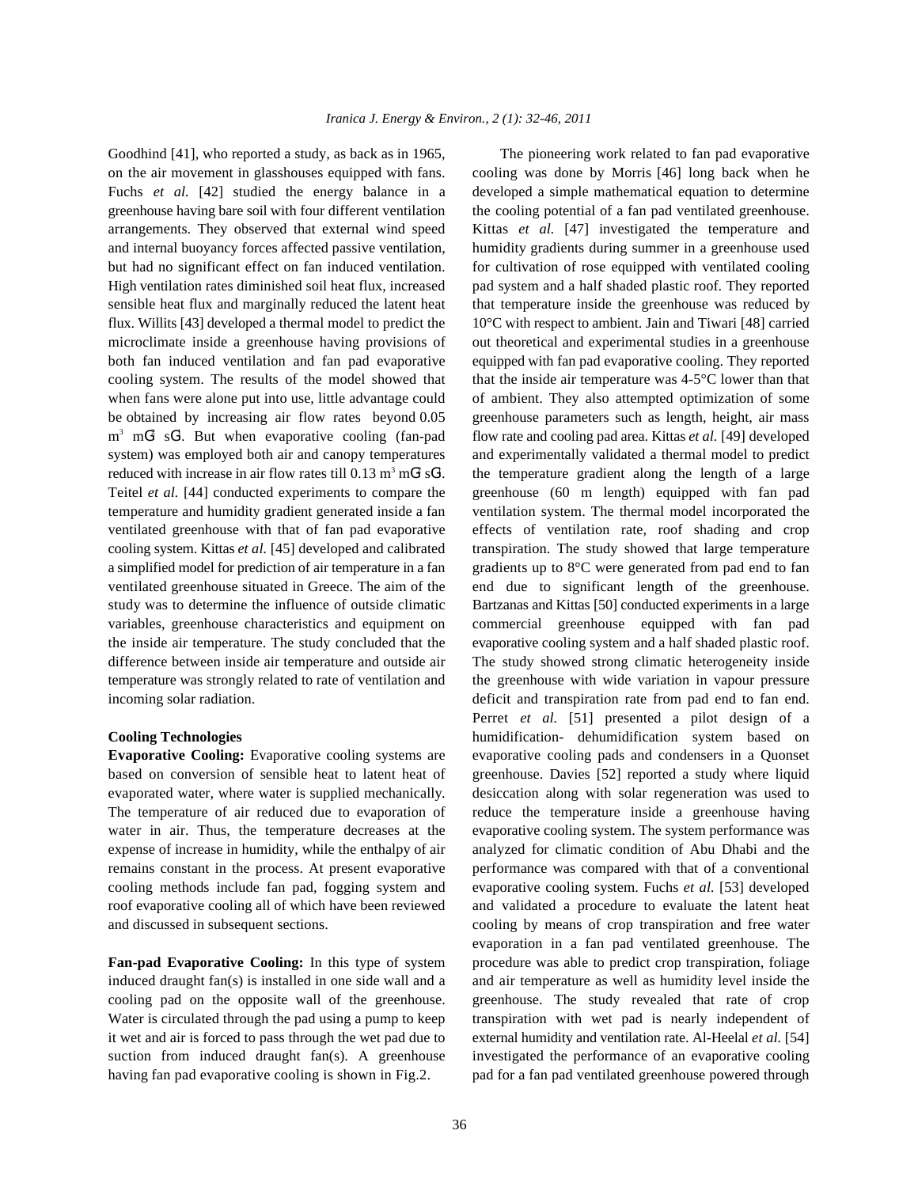Goodhind [41], who reported a study, as back as in 1965, on the air movement in glasshouses equipped with fans. Fuchs *et al.* [42] studied the energy balance in a greenhouse having bare soil with four different ventilation arrangements. They observed that external wind speed and internal buoyancy forces affected passive ventilation, but had no significant effect on fan induced ventilation. High ventilation rates diminished soil heat flux, increased sensible heat flux and marginally reduced the latent heat flux. Willits [43] developed a thermal model to predict the microclimate inside a greenhouse having provisions of both fan induced ventilation and fan pad evaporative cooling system. The results of the model showed that when fans were alone put into use, little advantage could be obtained by increasing air flow rates beyond 0.05 $m^3$ m$^{-2}$ s$^{-1}$. But when evaporative cooling (fan-pad system) was employed both air and canopy temperatures reduced with increase in air flow rates till 0.13 $m^3$ m$^{-2}$ s$^{-1}$. Teitel *et al.* [44] conducted experiments to compare the temperature and humidity gradient generated inside a fan ventilated greenhouse with that of fan pad evaporative cooling system. Kittas *et al.* [45] developed and calibrated a simplified model for prediction of air temperature in a fan ventilated greenhouse situated in Greece. The aim of the study was to determine the influence of outside climatic variables, greenhouse characteristics and equipment on the inside air temperature. The study concluded that the difference between inside air temperature and outside air temperature was strongly related to rate of ventilation and incoming solar radiation.

## Cooling Technologies

**Evaporative Cooling:** Evaporative cooling systems are based on conversion of sensible heat to latent heat of evaporated water, where water is supplied mechanically. The temperature of air reduced due to evaporation of water in air. Thus, the temperature decreases at the expense of increase in humidity, while the enthalpy of air remains constant in the process. At present evaporative cooling methods include fan pad, fogging system and roof evaporative cooling all of which have been reviewed and discussed in subsequent sections.

**Fan-pad Evaporative Cooling:** In this type of system induced draught fan(s) is installed in one side wall and a cooling pad on the opposite wall of the greenhouse. Water is circulated through the pad using a pump to keep it wet and air is forced to pass through the wet pad due to suction from induced draught fan(s). A greenhouse having fan pad evaporative cooling is shown in Fig.2.

The pioneering work related to fan pad evaporative cooling was done by Morris [46] long back when he developed a simple mathematical equation to determine the cooling potential of a fan pad ventilated greenhouse. Kittas *et al.* [47] investigated the temperature and humidity gradients during summer in a greenhouse used for cultivation of rose equipped with ventilated cooling pad system and a half shaded plastic roof. They reported that temperature inside the greenhouse was reduced by 10°C with respect to ambient. Jain and Tiwari [48] carried out theoretical and experimental studies in a greenhouse equipped with fan pad evaporative cooling. They reported that the inside air temperature was 4-5°C lower than that of ambient. They also attempted optimization of some greenhouse parameters such as length, height, air mass flow rate and cooling pad area. Kittas *et al.* [49] developed and experimentally validated a thermal model to predict the temperature gradient along the length of a large greenhouse (60 m length) equipped with fan pad ventilation system. The thermal model incorporated the effects of ventilation rate, roof shading and crop transpiration. The study showed that large temperature gradients up to 8°C were generated from pad end to fan end due to significant length of the greenhouse. Bartzanas and Kittas [50] conducted experiments in a large commercial greenhouse equipped with fan pad evaporative cooling system and a half shaded plastic roof. The study showed strong climatic heterogeneity inside the greenhouse with wide variation in vapour pressure deficit and transpiration rate from pad end to fan end. Perret *et al.* [51] presented a pilot design of a humidification- dehumidification system based on evaporative cooling pads and condensers in a Quonset greenhouse. Davies [52] reported a study where liquid desiccation along with solar regeneration was used to reduce the temperature inside a greenhouse having evaporative cooling system. The system performance was analyzed for climatic condition of Abu Dhabi and the performance was compared with that of a conventional evaporative cooling system. Fuchs *et al.* [53] developed and validated a procedure to evaluate the latent heat cooling by means of crop transpiration and free water evaporation in a fan pad ventilated greenhouse. The procedure was able to predict crop transpiration, foliage and air temperature as well as humidity level inside the greenhouse. The study revealed that rate of crop transpiration with wet pad is nearly independent of external humidity and ventilation rate. Al-Heelal *et al.* [54] investigated the performance of an evaporative cooling pad for a fan pad ventilated greenhouse powered through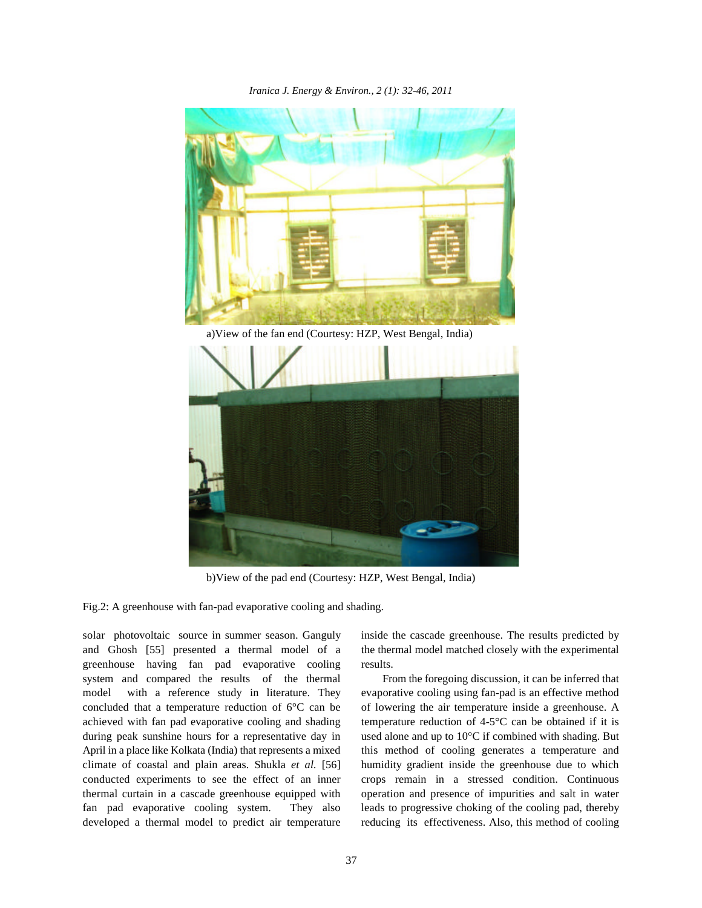a)View of the fan end (Courtesy: HZP, West Bengal, India)

b)View of the pad end (Courtesy: HZP, West Bengal, India)

Fig.2: A greenhouse with fan-pad evaporative cooling and shading.

solar photovoltaic source in summer season. Ganguly and Ghosh [55] presented a thermal model of a greenhouse having fan pad evaporative cooling system and compared the results of the thermal model with a reference study in literature. They concluded that a temperature reduction of 6°C can be achieved with fan pad evaporative cooling and shading during peak sunshine hours for a representative day in April in a place like Kolkata (India) that represents a mixed climate of coastal and plain areas. Shukla *et al.* [56] conducted experiments to see the effect of an inner thermal curtain in a cascade greenhouse equipped with fan pad evaporative cooling system. They also developed a thermal model to predict air temperature inside the cascade greenhouse. The results predicted by the thermal model matched closely with the experimental results.

From the foregoing discussion, it can be inferred that evaporative cooling using fan-pad is an effective method of lowering the air temperature inside a greenhouse. A temperature reduction of 4-5°C can be obtained if it is used alone and up to 10°C if combined with shading. But this method of cooling generates a temperature and humidity gradient inside the greenhouse due to which crops remain in a stressed condition. Continuous operation and presence of impurities and salt in water leads to progressive choking of the cooling pad, thereby reducing its effectiveness. Also, this method of cooling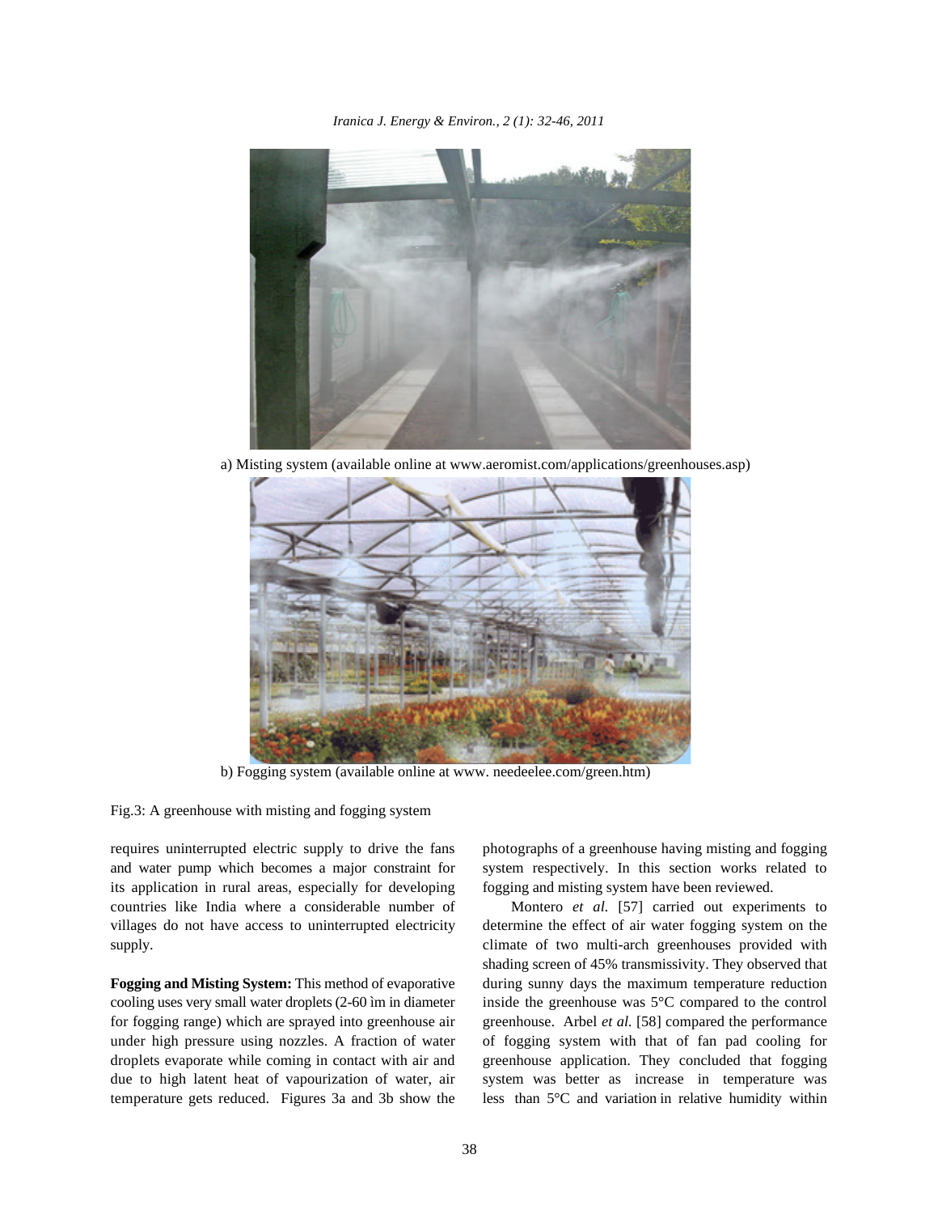a) Misting system (available online at www.aeromist.com/applications/greenhouses.asp)

b) Fogging system (available online at www. needeelee.com/green.htm)

Fig.3: A greenhouse with misting and fogging system

requires uninterrupted electric supply to drive the fans and water pump which becomes a major constraint for its application in rural areas, especially for developing countries like India where a considerable number of villages do not have access to uninterrupted electricity supply.

**Fogging and Misting System:** This method of evaporative cooling uses very small water droplets (2-60 ìm in diameter for fogging range) which are sprayed into greenhouse air under high pressure using nozzles. A fraction of water droplets evaporate while coming in contact with air and due to high latent heat of vapourization of water, air temperature gets reduced. Figures 3a and 3b show the photographs of a greenhouse having misting and fogging system respectively. In this section works related to fogging and misting system have been reviewed.

Montero *et al.* [57] carried out experiments to determine the effect of air water fogging system on the climate of two multi-arch greenhouses provided with shading screen of 45% transmissivity. They observed that during sunny days the maximum temperature reduction inside the greenhouse was 5°C compared to the control greenhouse. Arbel *et al.* [58] compared the performance of fogging system with that of fan pad cooling for greenhouse application. They concluded that fogging system was better as increase in temperature was less than 5°C and variation in relative humidity within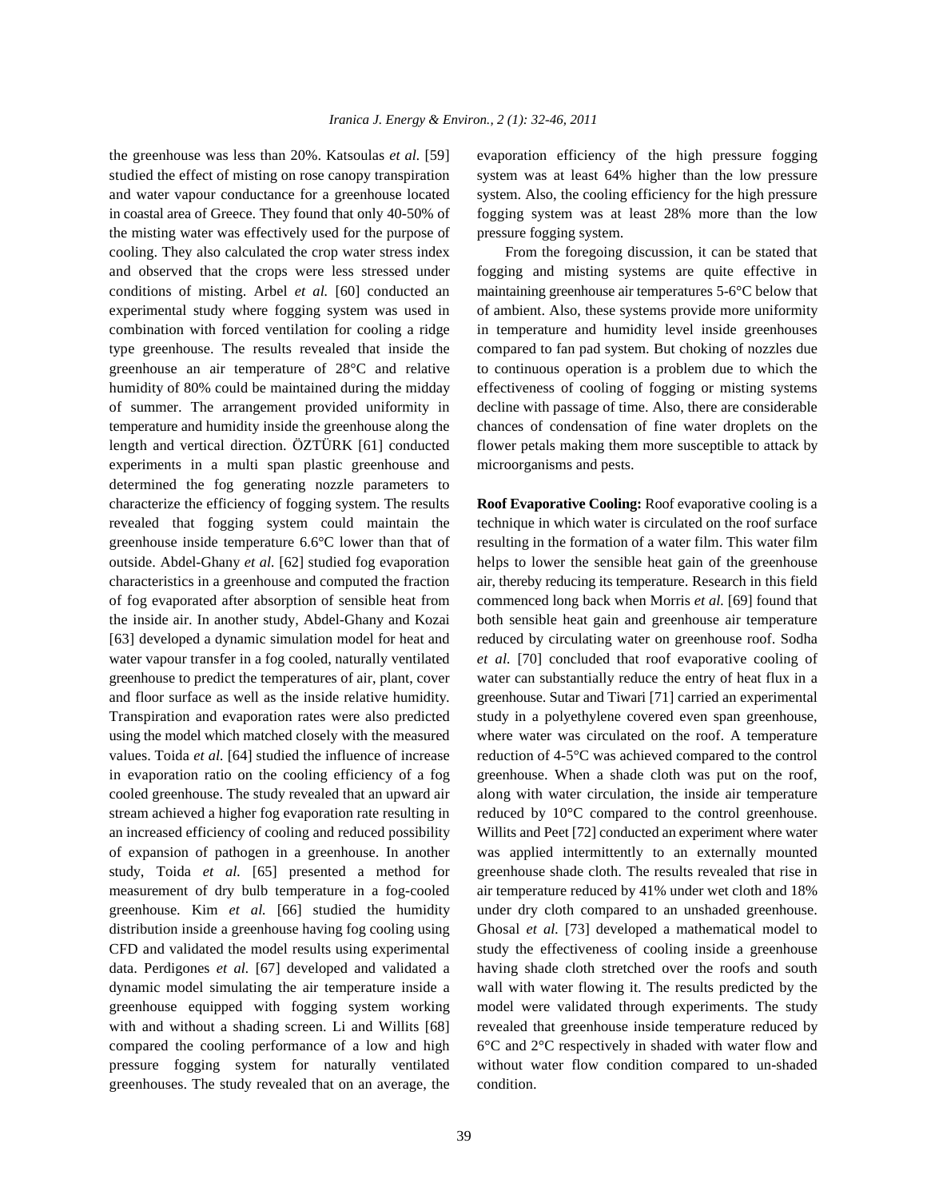the greenhouse was less than 20%. Katsoulas *et al.* [59] studied the effect of misting on rose canopy transpiration and water vapour conductance for a greenhouse located in coastal area of Greece. They found that only 40-50% of the misting water was effectively used for the purpose of cooling. They also calculated the crop water stress index and observed that the crops were less stressed under conditions of misting. Arbel *et al.* [60] conducted an experimental study where fogging system was used in combination with forced ventilation for cooling a ridge type greenhouse. The results revealed that inside the greenhouse an air temperature of 28°C and relative humidity of 80% could be maintained during the midday of summer. The arrangement provided uniformity in temperature and humidity inside the greenhouse along the length and vertical direction. ÖZTÜRK [61] conducted experiments in a multi span plastic greenhouse and determined the fog generating nozzle parameters to characterize the efficiency of fogging system. The results revealed that fogging system could maintain the greenhouse inside temperature 6.6°C lower than that of outside. Abdel-Ghany *et al.* [62] studied fog evaporation characteristics in a greenhouse and computed the fraction of fog evaporated after absorption of sensible heat from the inside air. In another study, Abdel-Ghany and Kozai [63] developed a dynamic simulation model for heat and water vapour transfer in a fog cooled, naturally ventilated greenhouse to predict the temperatures of air, plant, cover and floor surface as well as the inside relative humidity. Transpiration and evaporation rates were also predicted using the model which matched closely with the measured values. Toida *et al.* [64] studied the influence of increase in evaporation ratio on the cooling efficiency of a fog cooled greenhouse. The study revealed that an upward air stream achieved a higher fog evaporation rate resulting in an increased efficiency of cooling and reduced possibility of expansion of pathogen in a greenhouse. In another study, Toida *et al.* [65] presented a method for measurement of dry bulb temperature in a fog-cooled greenhouse. Kim *et al.* [66] studied the humidity distribution inside a greenhouse having fog cooling using CFD and validated the model results using experimental data. Perdigones *et al.* [67] developed and validated a dynamic model simulating the air temperature inside a greenhouse equipped with fogging system working with and without a shading screen. Li and Willits [68] compared the cooling performance of a low and high pressure fogging system for naturally ventilated greenhouses. The study revealed that on an average, the evaporation efficiency of the high pressure fogging system was at least 64% higher than the low pressure system. Also, the cooling efficiency for the high pressure fogging system was at least 28% more than the low pressure fogging system.

From the foregoing discussion, it can be stated that fogging and misting systems are quite effective in maintaining greenhouse air temperatures 5-6°C below that of ambient. Also, these systems provide more uniformity in temperature and humidity level inside greenhouses compared to fan pad system. But choking of nozzles due to continuous operation is a problem due to which the effectiveness of cooling of fogging or misting systems decline with passage of time. Also, there are considerable chances of condensation of fine water droplets on the flower petals making them more susceptible to attack by microorganisms and pests.

**Roof Evaporative Cooling:** Roof evaporative cooling is a technique in which water is circulated on the roof surface resulting in the formation of a water film. This water film helps to lower the sensible heat gain of the greenhouse air, thereby reducing its temperature. Research in this field commenced long back when Morris *et al.* [69] found that both sensible heat gain and greenhouse air temperature reduced by circulating water on greenhouse roof. Sodha *et al.* [70] concluded that roof evaporative cooling of water can substantially reduce the entry of heat flux in a greenhouse. Sutar and Tiwari [71] carried an experimental study in a polyethylene covered even span greenhouse, where water was circulated on the roof. A temperature reduction of 4-5°C was achieved compared to the control greenhouse. When a shade cloth was put on the roof, along with water circulation, the inside air temperature reduced by 10°C compared to the control greenhouse. Willits and Peet [72] conducted an experiment where water was applied intermittently to an externally mounted greenhouse shade cloth. The results revealed that rise in air temperature reduced by 41% under wet cloth and 18% under dry cloth compared to an unshaded greenhouse. Ghosal *et al.* [73] developed a mathematical model to study the effectiveness of cooling inside a greenhouse having shade cloth stretched over the roofs and south wall with water flowing it. The results predicted by the model were validated through experiments. The study revealed that greenhouse inside temperature reduced by 6°C and 2°C respectively in shaded with water flow and without water flow condition compared to un-shaded condition.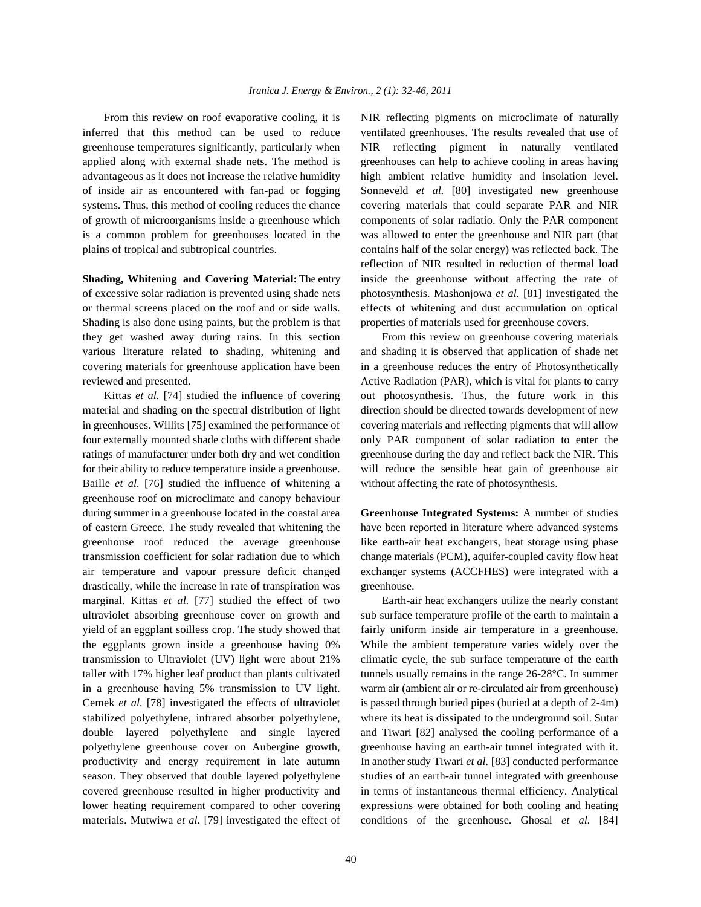From this review on roof evaporative cooling, it is inferred that this method can be used to reduce greenhouse temperatures significantly, particularly when applied along with external shade nets. The method is advantageous as it does not increase the relative humidity of inside air as encountered with fan-pad or fogging systems. Thus, this method of cooling reduces the chance of growth of microorganisms inside a greenhouse which is a common problem for greenhouses located in the plains of tropical and subtropical countries.

**Shading, Whitening and Covering Material:** The entry of excessive solar radiation is prevented using shade nets or thermal screens placed on the roof and or side walls. Shading is also done using paints, but the problem is that they get washed away during rains. In this section various literature related to shading, whitening and covering materials for greenhouse application have been reviewed and presented.

Kittas *et al.* [74] studied the influence of covering material and shading on the spectral distribution of light in greenhouses. Willits [75] examined the performance of four externally mounted shade cloths with different shade ratings of manufacturer under both dry and wet condition for their ability to reduce temperature inside a greenhouse. Baille *et al.* [76] studied the influence of whitening a greenhouse roof on microclimate and canopy behaviour during summer in a greenhouse located in the coastal area of eastern Greece. The study revealed that whitening the greenhouse roof reduced the average greenhouse transmission coefficient for solar radiation due to which air temperature and vapour pressure deficit changed drastically, while the increase in rate of transpiration was marginal. Kittas *et al.* [77] studied the effect of two ultraviolet absorbing greenhouse cover on growth and yield of an eggplant soilless crop. The study showed that the eggplants grown inside a greenhouse having 0% transmission to Ultraviolet (UV) light were about 21% taller with 17% higher leaf product than plants cultivated in a greenhouse having 5% transmission to UV light. Cemek *et al.* [78] investigated the effects of ultraviolet stabilized polyethylene, infrared absorber polyethylene, double layered polyethylene and single layered polyethylene greenhouse cover on Aubergine growth, productivity and energy requirement in late autumn season. They observed that double layered polyethylene covered greenhouse resulted in higher productivity and lower heating requirement compared to other covering materials. Mutwiwa *et al.* [79] investigated the effect of NIR reflecting pigments on microclimate of naturally ventilated greenhouses. The results revealed that use of NIR reflecting pigment in naturally ventilated greenhouses can help to achieve cooling in areas having high ambient relative humidity and insolation level. Sonneveld *et al.* [80] investigated new greenhouse covering materials that could separate PAR and NIR components of solar radiatio. Only the PAR component was allowed to enter the greenhouse and NIR part (that contains half of the solar energy) was reflected back. The reflection of NIR resulted in reduction of thermal load inside the greenhouse without affecting the rate of photosynthesis. Mashonjowa *et al.* [81] investigated the effects of whitening and dust accumulation on optical properties of materials used for greenhouse covers.

From this review on greenhouse covering materials and shading it is observed that application of shade net in a greenhouse reduces the entry of Photosynthetically Active Radiation (PAR), which is vital for plants to carry out photosynthesis. Thus, the future work in this direction should be directed towards development of new covering materials and reflecting pigments that will allow only PAR component of solar radiation to enter the greenhouse during the day and reflect back the NIR. This will reduce the sensible heat gain of greenhouse air without affecting the rate of photosynthesis.

**Greenhouse Integrated Systems:** A number of studies have been reported in literature where advanced systems like earth-air heat exchangers, heat storage using phase change materials (PCM), aquifer-coupled cavity flow heat exchanger systems (ACCFHES) were integrated with a greenhouse.

Earth-air heat exchangers utilize the nearly constant sub surface temperature profile of the earth to maintain a fairly uniform inside air temperature in a greenhouse. While the ambient temperature varies widely over the climatic cycle, the sub surface temperature of the earth tunnels usually remains in the range 26-28°C. In summer warm air (ambient air or re-circulated air from greenhouse) is passed through buried pipes (buried at a depth of 2-4m) where its heat is dissipated to the underground soil. Sutar and Tiwari [82] analysed the cooling performance of a greenhouse having an earth-air tunnel integrated with it. In another study Tiwari *et al.* [83] conducted performance studies of an earth-air tunnel integrated with greenhouse in terms of instantaneous thermal efficiency. Analytical expressions were obtained for both cooling and heating conditions of the greenhouse. Ghosal *et al.* [84]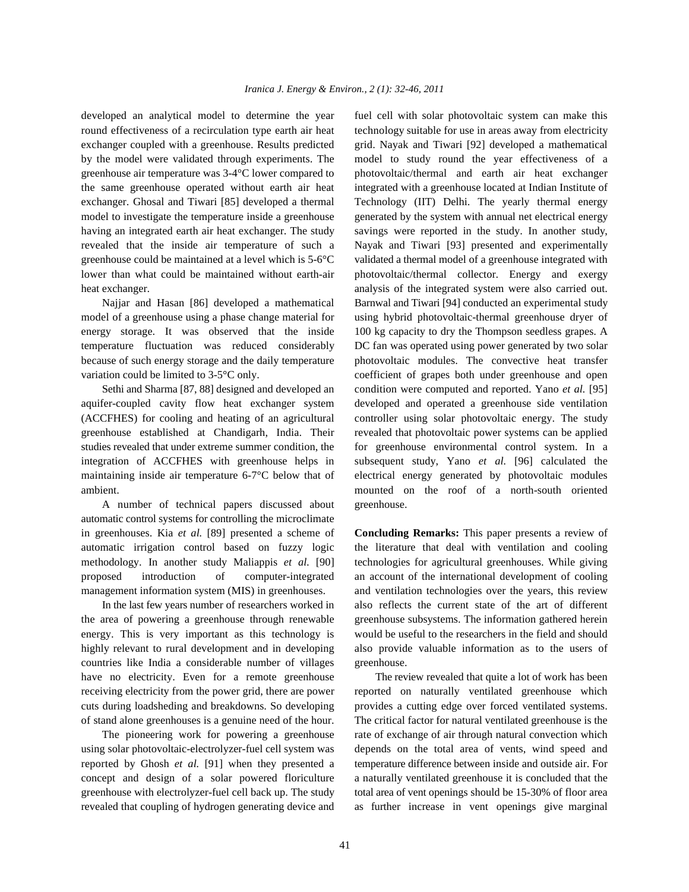developed an analytical model to determine the year round effectiveness of a recirculation type earth air heat exchanger coupled with a greenhouse. Results predicted by the model were validated through experiments. The greenhouse air temperature was 3-4°C lower compared to the same greenhouse operated without earth air heat exchanger. Ghosal and Tiwari [85] developed a thermal model to investigate the temperature inside a greenhouse having an integrated earth air heat exchanger. The study revealed that the inside air temperature of such a greenhouse could be maintained at a level which is 5-6°C lower than what could be maintained without earth-air heat exchanger.

Najjar and Hasan [86] developed a mathematical model of a greenhouse using a phase change material for energy storage. It was observed that the inside temperature fluctuation was reduced considerably because of such energy storage and the daily temperature variation could be limited to 3-5°C only.

Sethi and Sharma [87, 88] designed and developed an aquifer-coupled cavity flow heat exchanger system (ACCFHES) for cooling and heating of an agricultural greenhouse established at Chandigarh, India. Their studies revealed that under extreme summer condition, the integration of ACCFHES with greenhouse helps in maintaining inside air temperature 6-7°C below that of ambient.

A number of technical papers discussed about automatic control systems for controlling the microclimate in greenhouses. Kia *et al.* [89] presented a scheme of automatic irrigation control based on fuzzy logic methodology. In another study Maliappis *et al.* [90] proposed introduction of computer-integrated management information system (MIS) in greenhouses.

In the last few years number of researchers worked in the area of powering a greenhouse through renewable energy. This is very important as this technology is highly relevant to rural development and in developing countries like India a considerable number of villages have no electricity. Even for a remote greenhouse receiving electricity from the power grid, there are power cuts during loadsheding and breakdowns. So developing of stand alone greenhouses is a genuine need of the hour.

The pioneering work for powering a greenhouse using solar photovoltaic-electrolyzer-fuel cell system was reported by Ghosh *et al.* [91] when they presented a concept and design of a solar powered floriculture greenhouse with electrolyzer-fuel cell back up. The study revealed that coupling of hydrogen generating device and fuel cell with solar photovoltaic system can make this technology suitable for use in areas away from electricity grid. Nayak and Tiwari [92] developed a mathematical model to study round the year effectiveness of a photovoltaic/thermal and earth air heat exchanger integrated with a greenhouse located at Indian Institute of Technology (IIT) Delhi. The yearly thermal energy generated by the system with annual net electrical energy savings were reported in the study. In another study, Nayak and Tiwari [93] presented and experimentally validated a thermal model of a greenhouse integrated with photovoltaic/thermal collector. Energy and exergy analysis of the integrated system were also carried out. Barnwal and Tiwari [94] conducted an experimental study using hybrid photovoltaic-thermal greenhouse dryer of 100 kg capacity to dry the Thompson seedless grapes. A DC fan was operated using power generated by two solar photovoltaic modules. The convective heat transfer coefficient of grapes both under greenhouse and open condition were computed and reported. Yano *et al.* [95] developed and operated a greenhouse side ventilation controller using solar photovoltaic energy. The study revealed that photovoltaic power systems can be applied for greenhouse environmental control system. In a subsequent study, Yano *et al.* [96] calculated the electrical energy generated by photovoltaic modules mounted on the roof of a north-south oriented greenhouse.

**Concluding Remarks:** This paper presents a review of the literature that deal with ventilation and cooling technologies for agricultural greenhouses. While giving an account of the international development of cooling and ventilation technologies over the years, this review also reflects the current state of the art of different greenhouse subsystems. The information gathered herein would be useful to the researchers in the field and should also provide valuable information as to the users of greenhouse.

The review revealed that quite a lot of work has been reported on naturally ventilated greenhouse which provides a cutting edge over forced ventilated systems. The critical factor for natural ventilated greenhouse is the rate of exchange of air through natural convection which depends on the total area of vents, wind speed and temperature difference between inside and outside air. For a naturally ventilated greenhouse it is concluded that the total area of vent openings should be 15-30% of floor area as further increase in vent openings give marginal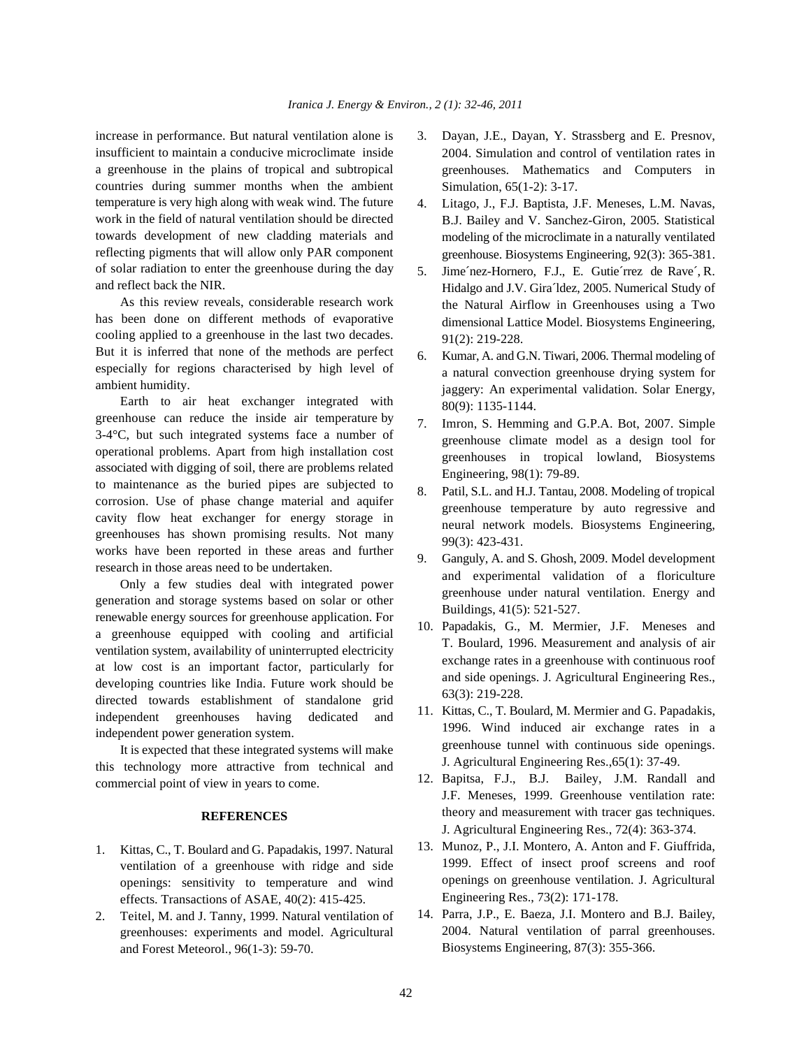increase in performance. But natural ventilation alone is insufficient to maintain a conducive microclimate inside a greenhouse in the plains of tropical and subtropical countries during summer months when the ambient temperature is very high along with weak wind. The future work in the field of natural ventilation should be directed towards development of new cladding materials and reflecting pigments that will allow only PAR component of solar radiation to enter the greenhouse during the day and reflect back the NIR.

As this review reveals, considerable research work has been done on different methods of evaporative cooling applied to a greenhouse in the last two decades. But it is inferred that none of the methods are perfect especially for regions characterised by high level of ambient humidity.

Earth to air heat exchanger integrated with greenhouse can reduce the inside air temperature by 3-4°C, but such integrated systems face a number of operational problems. Apart from high installation cost associated with digging of soil, there are problems related to maintenance as the buried pipes are subjected to corrosion. Use of phase change material and aquifer cavity flow heat exchanger for energy storage in greenhouses has shown promising results. Not many works have been reported in these areas and further research in those areas need to be undertaken.

Only a few studies deal with integrated power generation and storage systems based on solar or other renewable energy sources for greenhouse application. For a greenhouse equipped with cooling and artificial ventilation system, availability of uninterrupted electricity at low cost is an important factor, particularly for developing countries like India. Future work should be directed towards establishment of standalone grid independent greenhouses having dedicated and independent power generation system.

It is expected that these integrated systems will make this technology more attractive from technical and commercial point of view in years to come.

## REFERENCES

1. Kittas, C., T. Boulard and G. Papadakis, 1997. Natural ventilation of a greenhouse with ridge and side openings: sensitivity to temperature and wind effects. Transactions of ASAE, 40(2): 415-425.
2. Teitel, M. and J. Tanny, 1999. Natural ventilation of greenhouses: experiments and model. Agricultural and Forest Meteorol., 96(1-3): 59-70.
3. Dayan, J.E., Dayan, Y. Strassberg and E. Presnov, 2004. Simulation and control of ventilation rates in greenhouses. Mathematics and Computers in Simulation, 65(1-2): 3-17.
4. Litago, J., F.J. Baptista, J.F. Meneses, L.M. Navas, B.J. Bailey and V. Sanchez-Giron, 2005. Statistical modeling of the microclimate in a naturally ventilated greenhouse. Biosystems Engineering, 92(3): 365-381.
5. Jime´nez-Hornero, F.J., E. Gutie´rrez de Rave´, R. Hidalgo and J.V. Gira´ldez, 2005. Numerical Study of the Natural Airflow in Greenhouses using a Two dimensional Lattice Model. Biosystems Engineering, 91(2): 219-228.
6. Kumar, A. and G.N. Tiwari, 2006. Thermal modeling of a natural convection greenhouse drying system for jaggery: An experimental validation. Solar Energy, 80(9): 1135-1144.
7. Imron, S. Hemming and G.P.A. Bot, 2007. Simple greenhouse climate model as a design tool for greenhouses in tropical lowland, Biosystems Engineering, 98(1): 79-89.
8. Patil, S.L. and H.J. Tantau, 2008. Modeling of tropical greenhouse temperature by auto regressive and neural network models. Biosystems Engineering, 99(3): 423-431.
9. Ganguly, A. and S. Ghosh, 2009. Model development and experimental validation of a floriculture greenhouse under natural ventilation. Energy and Buildings, 41(5): 521-527.
10. Papadakis, G., M. Mermier, J.F. Meneses and T. Boulard, 1996. Measurement and analysis of air exchange rates in a greenhouse with continuous roof and side openings. J. Agricultural Engineering Res., 63(3): 219-228.
11. Kittas, C., T. Boulard, M. Mermier and G. Papadakis, 1996. Wind induced air exchange rates in a greenhouse tunnel with continuous side openings. J. Agricultural Engineering Res.,65(1): 37-49.
12. Bapitsa, F.J., B.J. Bailey, J.M. Randall and J.F. Meneses, 1999. Greenhouse ventilation rate: theory and measurement with tracer gas techniques. J. Agricultural Engineering Res., 72(4): 363-374.
13. Munoz, P., J.I. Montero, A. Anton and F. Giuffrida, 1999. Effect of insect proof screens and roof openings on greenhouse ventilation. J. Agricultural Engineering Res., 73(2): 171-178.
14. Parra, J.P., E. Baeza, J.I. Montero and B.J. Bailey, 2004. Natural ventilation of parral greenhouses. Biosystems Engineering, 87(3): 355-366.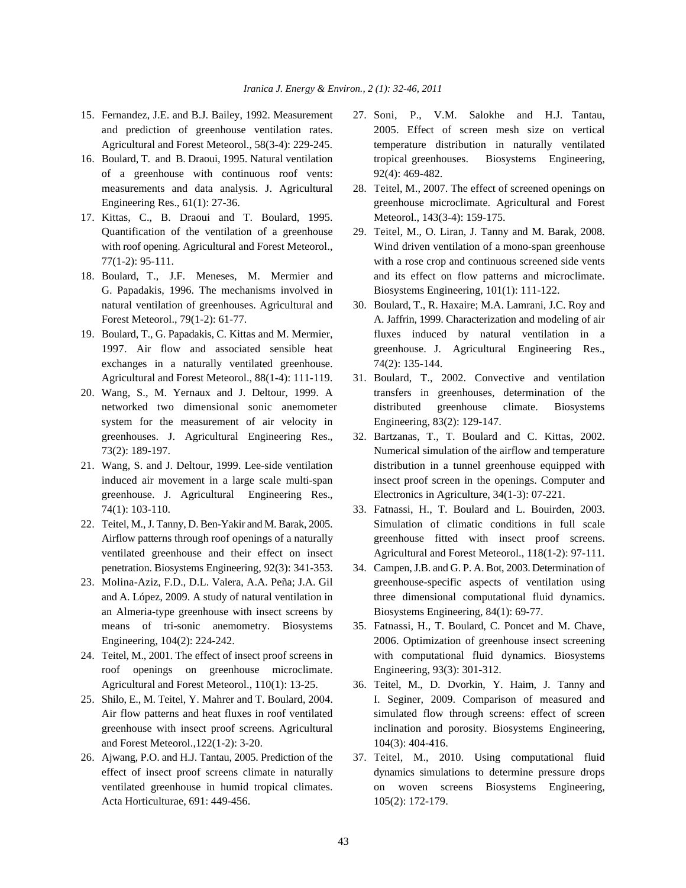15. Fernandez, J.E. and B.J. Bailey, 1992. Measurement and prediction of greenhouse ventilation rates. Agricultural and Forest Meteorol., 58(3-4): 229-245.
16. Boulard, T. and B. Draoui, 1995. Natural ventilation of a greenhouse with continuous roof vents: measurements and data analysis. J. Agricultural Engineering Res., 61(1): 27-36.
17. Kittas, C., B. Draoui and T. Boulard, 1995. Quantification of the ventilation of a greenhouse with roof opening. Agricultural and Forest Meteorol., 77(1-2): 95-111.
18. Boulard, T., J.F. Meneses, M. Mermier and G. Papadakis, 1996. The mechanisms involved in natural ventilation of greenhouses. Agricultural and Forest Meteorol., 79(1-2): 61-77.
19. Boulard, T., G. Papadakis, C. Kittas and M. Mermier, 1997. Air flow and associated sensible heat exchanges in a naturally ventilated greenhouse. Agricultural and Forest Meteorol., 88(1-4): 111-119.
20. Wang, S., M. Yernaux and J. Deltour, 1999. A networked two dimensional sonic anemometer system for the measurement of air velocity in greenhouses. J. Agricultural Engineering Res., 73(2): 189-197.
21. Wang, S. and J. Deltour, 1999. Lee-side ventilation induced air movement in a large scale multi-span greenhouse. J. Agricultural Engineering Res., 74(1): 103-110.
22. Teitel, M., J. Tanny, D. Ben-Yakir and M. Barak, 2005. Airflow patterns through roof openings of a naturally ventilated greenhouse and their effect on insect penetration. Biosystems Engineering, 92(3): 341-353.
23. Molina-Aziz, F.D., D.L. Valera, A.A. Peña; J.A. Gil and A. López, 2009. A study of natural ventilation in an Almeria-type greenhouse with insect screens by means of tri-sonic anemometry. Biosystems Engineering, 104(2): 224-242.
24. Teitel, M., 2001. The effect of insect proof screens in roof openings on greenhouse microclimate. Agricultural and Forest Meteorol., 110(1): 13-25.
25. Shilo, E., M. Teitel, Y. Mahrer and T. Boulard, 2004. Air flow patterns and heat fluxes in roof ventilated greenhouse with insect proof screens. Agricultural and Forest Meteorol.,122(1-2): 3-20.
26. Ajwang, P.O. and H.J. Tantau, 2005. Prediction of the effect of insect proof screens climate in naturally ventilated greenhouse in humid tropical climates. Acta Horticulturae, 691: 449-456.
27. Soni, P., V.M. Salokhe and H.J. Tantau, 2005. Effect of screen mesh size on vertical temperature distribution in naturally ventilated tropical greenhouses. Biosystems Engineering, 92(4): 469-482.
28. Teitel, M., 2007. The effect of screened openings on greenhouse microclimate. Agricultural and Forest Meteorol., 143(3-4): 159-175.
29. Teitel, M., O. Liran, J. Tanny and M. Barak, 2008. Wind driven ventilation of a mono-span greenhouse with a rose crop and continuous screened side vents and its effect on flow patterns and microclimate. Biosystems Engineering, 101(1): 111-122.
30. Boulard, T., R. Haxaire; M.A. Lamrani, J.C. Roy and A. Jaffrin, 1999. Characterization and modeling of air fluxes induced by natural ventilation in a greenhouse. J. Agricultural Engineering Res., 74(2): 135-144.
31. Boulard, T., 2002. Convective and ventilation transfers in greenhouses, determination of the distributed greenhouse climate. Biosystems Engineering, 83(2): 129-147.
32. Bartzanas, T., T. Boulard and C. Kittas, 2002. Numerical simulation of the airflow and temperature distribution in a tunnel greenhouse equipped with insect proof screen in the openings. Computer and Electronics in Agriculture, 34(1-3): 07-221.
33. Fatnassi, H., T. Boulard and L. Bouirden, 2003. Simulation of climatic conditions in full scale greenhouse fitted with insect proof screens. Agricultural and Forest Meteorol., 118(1-2): 97-111.
34. Campen, J.B. and G. P. A. Bot, 2003. Determination of greenhouse-specific aspects of ventilation using three dimensional computational fluid dynamics. Biosystems Engineering, 84(1): 69-77.
35. Fatnassi, H., T. Boulard, C. Poncet and M. Chave, 2006. Optimization of greenhouse insect screening with computational fluid dynamics. Biosystems Engineering, 93(3): 301-312.
36. Teitel, M., D. Dvorkin, Y. Haim, J. Tanny and I. Seginer, 2009. Comparison of measured and simulated flow through screens: effect of screen inclination and porosity. Biosystems Engineering, 104(3): 404-416.
37. Teitel, M., 2010. Using computational fluid dynamics simulations to determine pressure drops on woven screens Biosystems Engineering, 105(2): 172-179.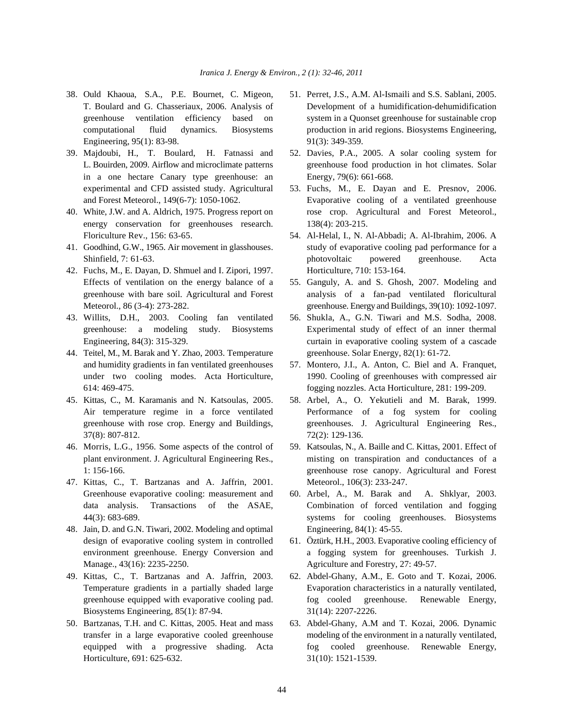38. Ould Khaoua, S.A., P.E. Bournet, C. Migeon, T. Boulard and G. Chasseriaux, 2006. Analysis of greenhouse ventilation efficiency based on computational fluid dynamics. Biosystems Engineering, 95(1): 83-98.
39. Majdoubi, H., T. Boulard, H. Fatnassi and L. Bouirden, 2009. Airflow and microclimate patterns in a one hectare Canary type greenhouse: an experimental and CFD assisted study. Agricultural and Forest Meteorol., 149(6-7): 1050-1062.
40. White, J.W. and A. Aldrich, 1975. Progress report on energy conservation for greenhouses research. Floriculture Rev., 156: 63-65.
41. Goodhind, G.W., 1965. Air movement in glasshouses. Shinfield, 7: 61-63.
42. Fuchs, M., E. Dayan, D. Shmuel and I. Zipori, 1997. Effects of ventilation on the energy balance of a greenhouse with bare soil. Agricultural and Forest Meteorol., 86 (3-4): 273-282.
43. Willits, D.H., 2003. Cooling fan ventilated greenhouse: a modeling study. Biosystems Engineering, 84(3): 315-329.
44. Teitel, M., M. Barak and Y. Zhao, 2003. Temperature and humidity gradients in fan ventilated greenhouses under two cooling modes. Acta Horticulture, 614: 469-475.
45. Kittas, C., M. Karamanis and N. Katsoulas, 2005. Air temperature regime in a force ventilated greenhouse with rose crop. Energy and Buildings, 37(8): 807-812.
46. Morris, L.G., 1956. Some aspects of the control of plant environment. J. Agricultural Engineering Res., 1: 156-166.
47. Kittas, C., T. Bartzanas and A. Jaffrin, 2001. Greenhouse evaporative cooling: measurement and data analysis. Transactions of the ASAE, 44(3): 683-689.
48. Jain, D. and G.N. Tiwari, 2002. Modeling and optimal design of evaporative cooling system in controlled environment greenhouse. Energy Conversion and Manage., 43(16): 2235-2250.
49. Kittas, C., T. Bartzanas and A. Jaffrin, 2003. Temperature gradients in a partially shaded large greenhouse equipped with evaporative cooling pad. Biosystems Engineering, 85(1): 87-94.
50. Bartzanas, T.H. and C. Kittas, 2005. Heat and mass transfer in a large evaporative cooled greenhouse equipped with a progressive shading. Acta Horticulture, 691: 625-632.
51. Perret, J.S., A.M. Al-Ismaili and S.S. Sablani, 2005. Development of a humidification-dehumidification system in a Quonset greenhouse for sustainable crop production in arid regions. Biosystems Engineering, 91(3): 349-359.
52. Davies, P.A., 2005. A solar cooling system for greenhouse food production in hot climates. Solar Energy, 79(6): 661-668.
53. Fuchs, M., E. Dayan and E. Presnov, 2006. Evaporative cooling of a ventilated greenhouse rose crop. Agricultural and Forest Meteorol., 138(4): 203-215.
54. Al-Helal, I., N. Al-Abbadi; A. Al-Ibrahim, 2006. A study of evaporative cooling pad performance for a photovoltaic powered greenhouse. Acta Horticulture, 710: 153-164.
55. Ganguly, A. and S. Ghosh, 2007. Modeling and analysis of a fan-pad ventilated floricultural greenhouse. Energy and Buildings, 39(10): 1092-1097.
56. Shukla, A., G.N. Tiwari and M.S. Sodha, 2008. Experimental study of effect of an inner thermal curtain in evaporative cooling system of a cascade greenhouse. Solar Energy, 82(1): 61-72.
57. Montero, J.I., A. Anton, C. Biel and A. Franquet, 1990. Cooling of greenhouses with compressed air fogging nozzles. Acta Horticulture, 281: 199-209.
58. Arbel, A., O. Yekutieli and M. Barak, 1999. Performance of a fog system for cooling greenhouses. J. Agricultural Engineering Res., 72(2): 129-136.
59. Katsoulas, N., A. Baille and C. Kittas, 2001. Effect of misting on transpiration and conductances of a greenhouse rose canopy. Agricultural and Forest Meteorol., 106(3): 233-247.
60. Arbel, A., M. Barak and A. Shklyar, 2003. Combination of forced ventilation and fogging systems for cooling greenhouses. Biosystems Engineering, 84(1): 45-55.
61. Öztürk, H.H., 2003. Evaporative cooling efficiency of a fogging system for greenhouses. Turkish J. Agriculture and Forestry, 27: 49-57.
62. Abdel-Ghany, A.M., E. Goto and T. Kozai, 2006. Evaporation characteristics in a naturally ventilated, fog cooled greenhouse. Renewable Energy, 31(14): 2207-2226.
63. Abdel-Ghany, A.M and T. Kozai, 2006. Dynamic modeling of the environment in a naturally ventilated, fog cooled greenhouse. Renewable Energy, 31(10): 1521-1539.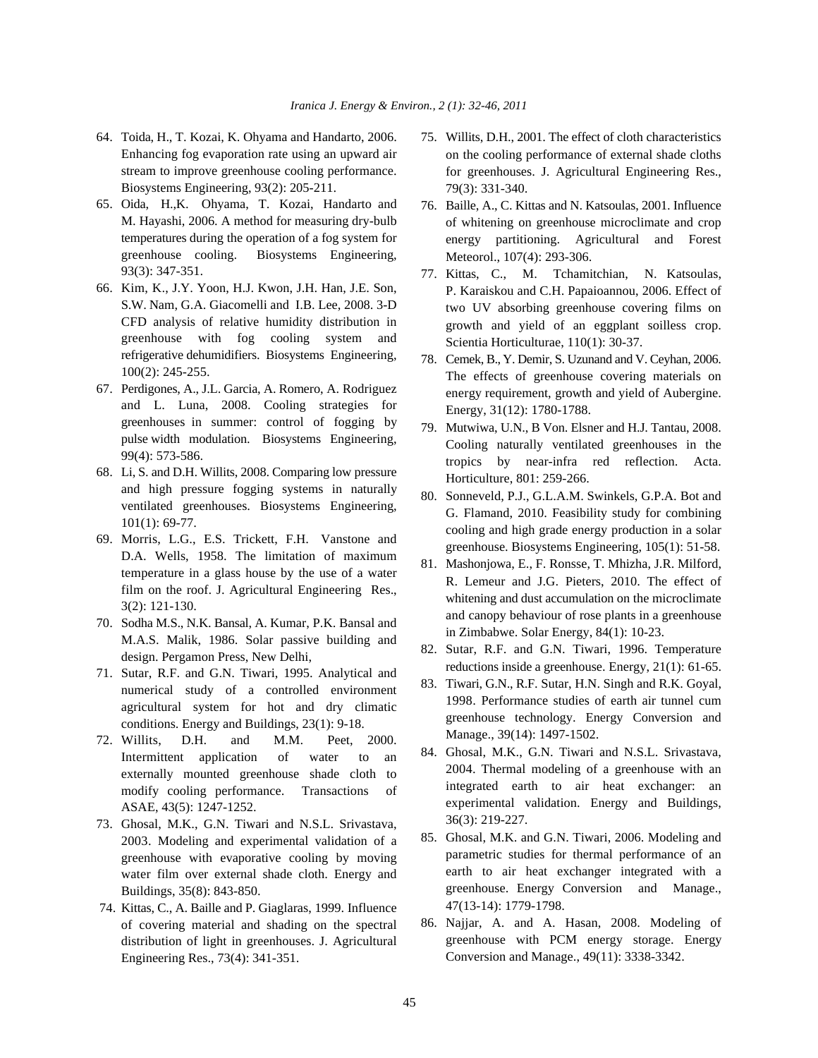64. Toida, H., T. Kozai, K. Ohyama and Handarto, 2006. Enhancing fog evaporation rate using an upward air stream to improve greenhouse cooling performance. Biosystems Engineering, 93(2): 205-211.
65. Oida, H.,K. Ohyama, T. Kozai, Handarto and M. Hayashi, 2006. A method for measuring dry-bulb temperatures during the operation of a fog system for greenhouse cooling. Biosystems Engineering, 93(3): 347-351.
66. Kim, K., J.Y. Yoon, H.J. Kwon, J.H. Han, J.E. Son, S.W. Nam, G.A. Giacomelli and I.B. Lee, 2008. 3-D CFD analysis of relative humidity distribution in greenhouse with fog cooling system and refrigerative dehumidifiers. Biosystems Engineering, 100(2): 245-255.
67. Perdigones, A., J.L. Garcia, A. Romero, A. Rodriguez and L. Luna, 2008. Cooling strategies for greenhouses in summer: control of fogging by pulse width modulation. Biosystems Engineering, 99(4): 573-586.
68. Li, S. and D.H. Willits, 2008. Comparing low pressure and high pressure fogging systems in naturally ventilated greenhouses. Biosystems Engineering, 101(1): 69-77.
69. Morris, L.G., E.S. Trickett, F.H. Vanstone and D.A. Wells, 1958. The limitation of maximum temperature in a glass house by the use of a water film on the roof. J. Agricultural Engineering Res., 3(2): 121-130.
70. Sodha M.S., N.K. Bansal, A. Kumar, P.K. Bansal and M.A.S. Malik, 1986. Solar passive building and design. Pergamon Press, New Delhi,
71. Sutar, R.F. and G.N. Tiwari, 1995. Analytical and numerical study of a controlled environment agricultural system for hot and dry climatic conditions. Energy and Buildings, 23(1): 9-18.
72. Willits, D.H. and M.M. Peet, 2000. Intermittent application of water to an externally mounted greenhouse shade cloth to modify cooling performance. Transactions of ASAE, 43(5): 1247-1252.
73. Ghosal, M.K., G.N. Tiwari and N.S.L. Srivastava, 2003. Modeling and experimental validation of a greenhouse with evaporative cooling by moving water film over external shade cloth. Energy and Buildings, 35(8): 843-850.
74. Kittas, C., A. Baille and P. Giaglaras, 1999. Influence of covering material and shading on the spectral distribution of light in greenhouses. J. Agricultural Engineering Res., 73(4): 341-351.
75. Willits, D.H., 2001. The effect of cloth characteristics on the cooling performance of external shade cloths for greenhouses. J. Agricultural Engineering Res., 79(3): 331-340.
76. Baille, A., C. Kittas and N. Katsoulas, 2001. Influence of whitening on greenhouse microclimate and crop energy partitioning. Agricultural and Forest Meteorol., 107(4): 293-306.
77. Kittas, C., M. Tchamitchian, N. Katsoulas, P. Karaiskou and C.H. Papaioannou, 2006. Effect of two UV absorbing greenhouse covering films on growth and yield of an eggplant soilless crop. Scientia Horticulturae, 110(1): 30-37.
78. Cemek, B., Y. Demir, S. Uzunand and V. Ceyhan, 2006. The effects of greenhouse covering materials on energy requirement, growth and yield of Aubergine. Energy, 31(12): 1780-1788.
79. Mutwiwa, U.N., B Von. Elsner and H.J. Tantau, 2008. Cooling naturally ventilated greenhouses in the tropics by near-infra red reflection. Acta. Horticulture, 801: 259-266.
80. Sonneveld, P.J., G.L.A.M. Swinkels, G.P.A. Bot and G. Flamand, 2010. Feasibility study for combining cooling and high grade energy production in a solar greenhouse. Biosystems Engineering, 105(1): 51-58.
81. Mashonjowa, E., F. Ronsse, T. Mhizha, J.R. Milford, R. Lemeur and J.G. Pieters, 2010. The effect of whitening and dust accumulation on the microclimate and canopy behaviour of rose plants in a greenhouse in Zimbabwe. Solar Energy, 84(1): 10-23.
82. Sutar, R.F. and G.N. Tiwari, 1996. Temperature reductions inside a greenhouse. Energy, 21(1): 61-65.
83. Tiwari, G.N., R.F. Sutar, H.N. Singh and R.K. Goyal, 1998. Performance studies of earth air tunnel cum greenhouse technology. Energy Conversion and Manage., 39(14): 1497-1502.
84. Ghosal, M.K., G.N. Tiwari and N.S.L. Srivastava, 2004. Thermal modeling of a greenhouse with an integrated earth to air heat exchanger: an experimental validation. Energy and Buildings, 36(3): 219-227.
85. Ghosal, M.K. and G.N. Tiwari, 2006. Modeling and parametric studies for thermal performance of an earth to air heat exchanger integrated with a greenhouse. Energy Conversion and Manage., 47(13-14): 1779-1798.
86. Najjar, A. and A. Hasan, 2008. Modeling of greenhouse with PCM energy storage. Energy Conversion and Manage., 49(11): 3338-3342.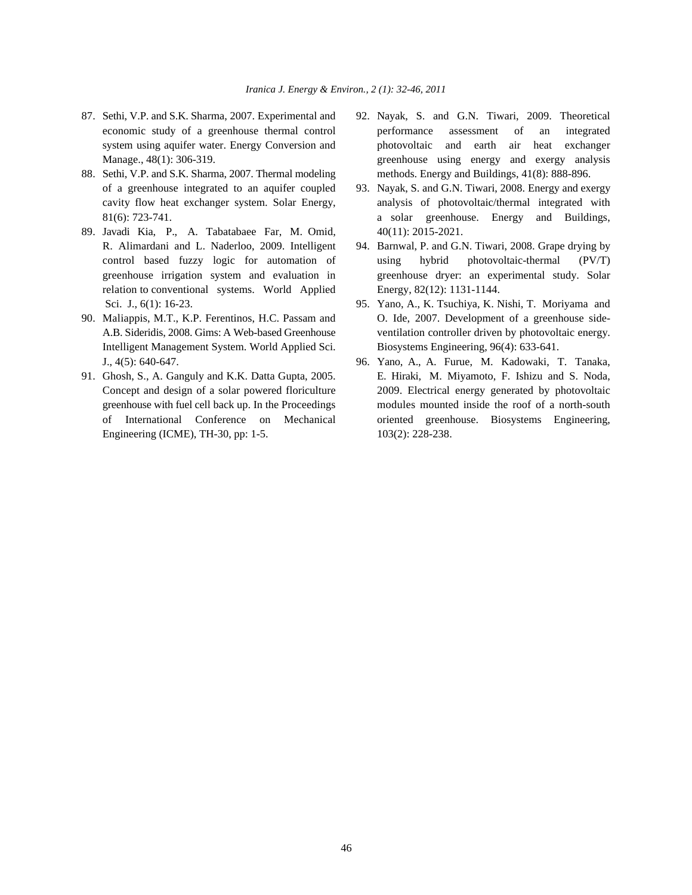87. Sethi, V.P. and S.K. Sharma, 2007. Experimental and economic study of a greenhouse thermal control system using aquifer water. Energy Conversion and Manage., 48(1): 306-319.
88. Sethi, V.P. and S.K. Sharma, 2007. Thermal modeling of a greenhouse integrated to an aquifer coupled cavity flow heat exchanger system. Solar Energy, 81(6): 723-741.
89. Javadi Kia, P., A. Tabatabaee Far, M. Omid, R. Alimardani and L. Naderloo, 2009. Intelligent control based fuzzy logic for automation of greenhouse irrigation system and evaluation in relation to conventional systems. World Applied Sci. J., 6(1): 16-23.
90. Maliappis, M.T., K.P. Ferentinos, H.C. Passam and A.B. Sideridis, 2008. Gims: A Web-based Greenhouse Intelligent Management System. World Applied Sci. J., 4(5): 640-647.
91. Ghosh, S., A. Ganguly and K.K. Datta Gupta, 2005. Concept and design of a solar powered floriculture greenhouse with fuel cell back up. In the Proceedings of International Conference on Mechanical Engineering (ICME), TH-30, pp: 1-5.
92. Nayak, S. and G.N. Tiwari, 2009. Theoretical performance assessment of an integrated photovoltaic and earth air heat exchanger greenhouse using energy and exergy analysis methods. Energy and Buildings, 41(8): 888-896.
93. Nayak, S. and G.N. Tiwari, 2008. Energy and exergy analysis of photovoltaic/thermal integrated with a solar greenhouse. Energy and Buildings, 40(11): 2015-2021.
94. Barnwal, P. and G.N. Tiwari, 2008. Grape drying by using hybrid photovoltaic-thermal (PV/T) greenhouse dryer: an experimental study. Solar Energy, 82(12): 1131-1144.
95. Yano, A., K. Tsuchiya, K. Nishi, T. Moriyama and O. Ide, 2007. Development of a greenhouse side-ventilation controller driven by photovoltaic energy. Biosystems Engineering, 96(4): 633-641.
96. Yano, A., A. Furue, M. Kadowaki, T. Tanaka, E. Hiraki, M. Miyamoto, F. Ishizu and S. Noda, 2009. Electrical energy generated by photovoltaic modules mounted inside the roof of a north-south oriented greenhouse. Biosystems Engineering, 103(2): 228-238.